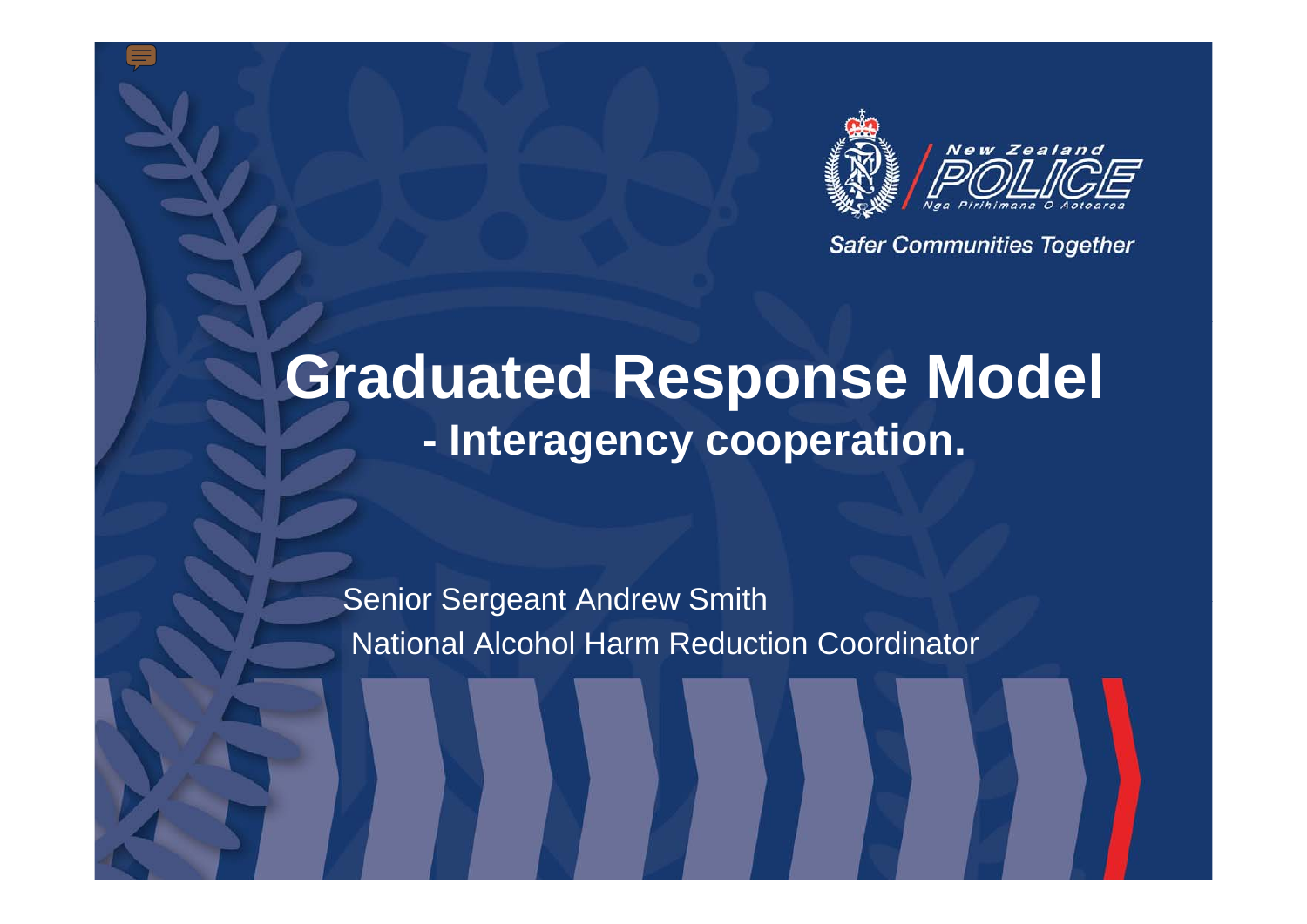New Zealand POLICE

Nga Pirihimana O Aotearoa

Safer Communities Together

# Graduated Response Model

## - Interagency cooperation.

Senior Sergeant Andrew Smith

National Alcohol Harm Reduction Coordinator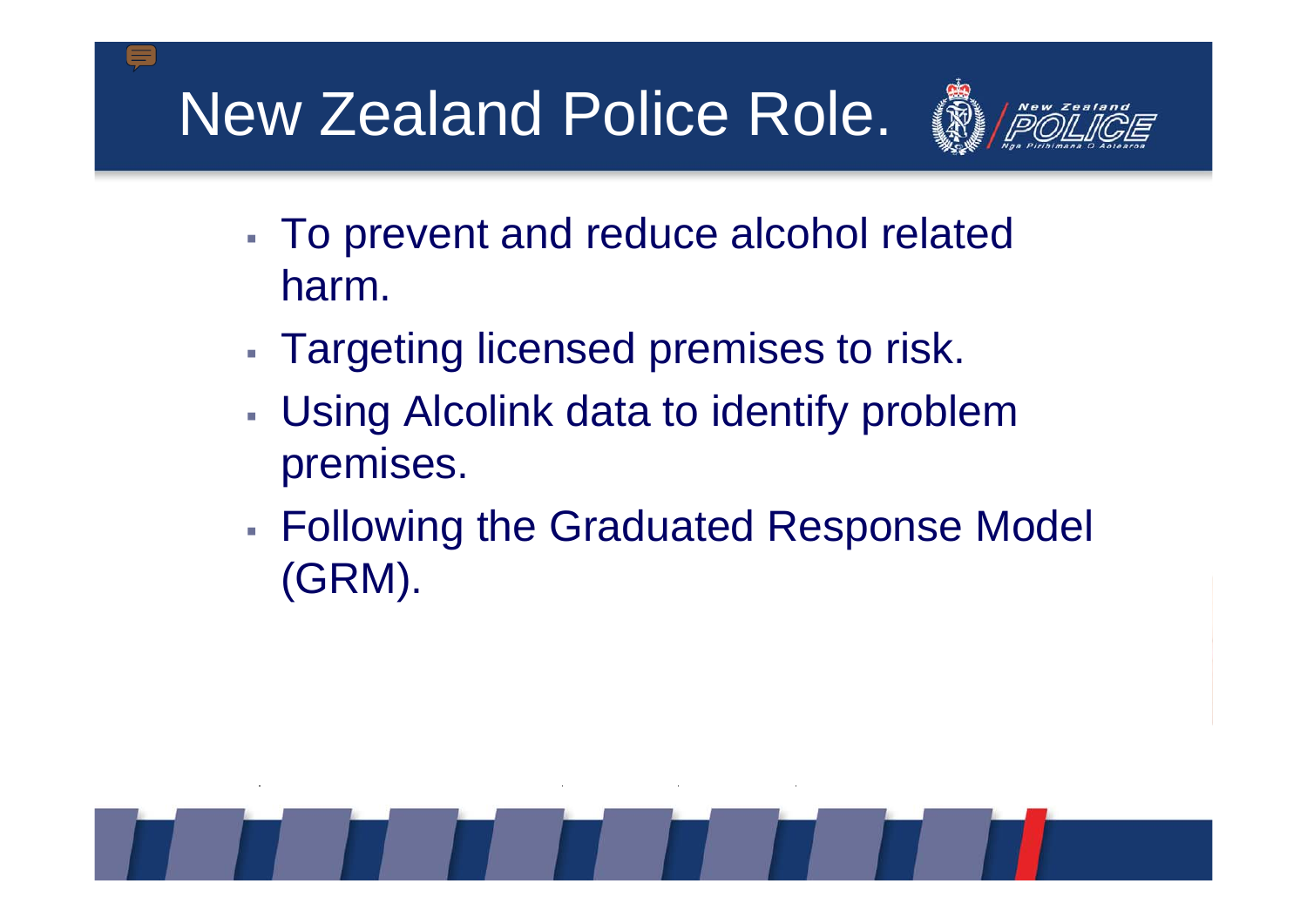# New Zealand Police Role.

- To prevent and reduce alcohol related harm.
- Targeting licensed premises to risk.
- Using Alcolink data to identify problem premises.
- Following the Graduated Response Model (GRM).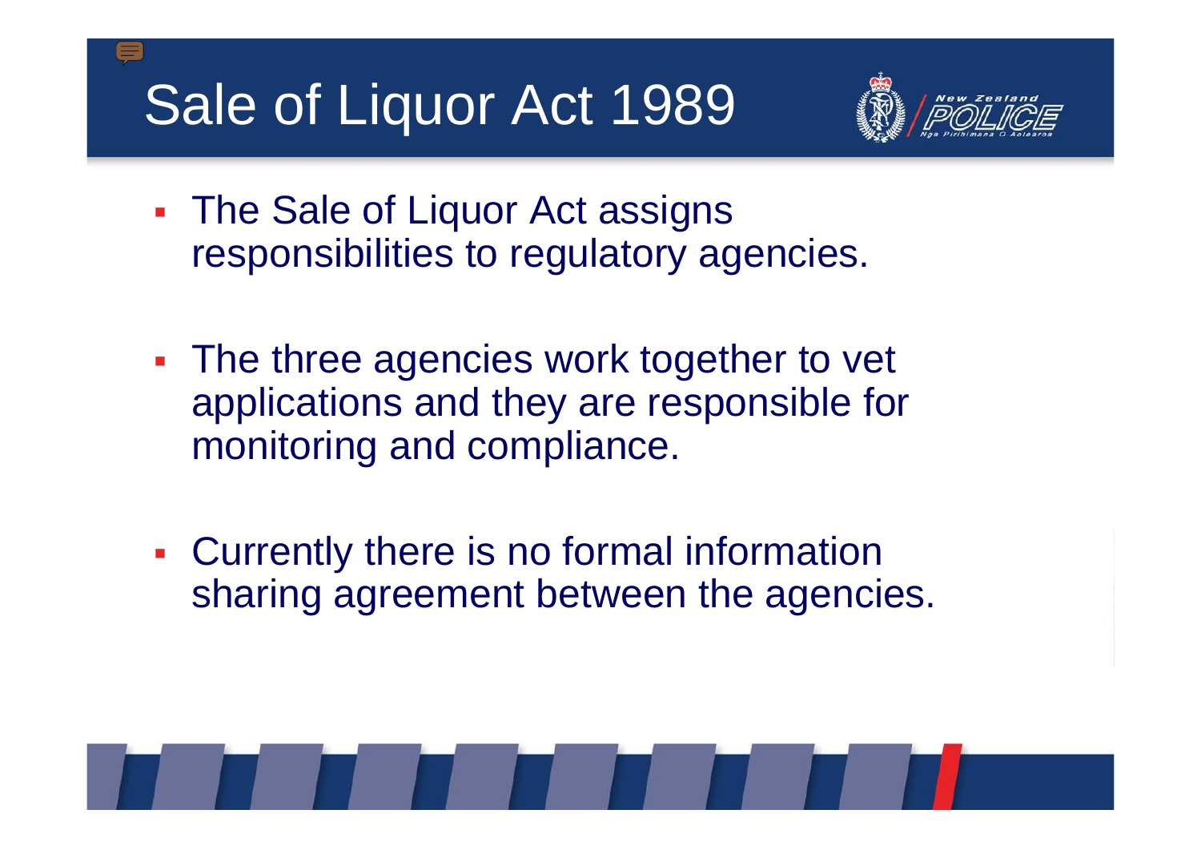# Sale of Liquor Act 1989

- The Sale of Liquor Act assigns responsibilities to regulatory agencies.
- The three agencies work together to vet applications and they are responsible for monitoring and compliance.
- Currently there is no formal information sharing agreement between the agencies.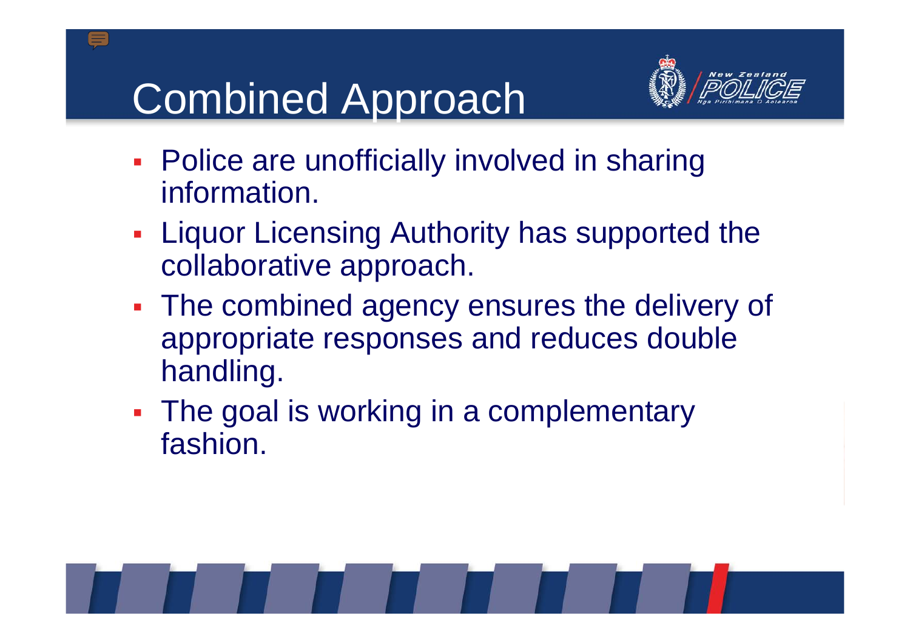# Combined Approach

- Police are unofficially involved in sharing information.
- Liquor Licensing Authority has supported the collaborative approach.
- The combined agency ensures the delivery of appropriate responses and reduces double handling.
- The goal is working in a complementary fashion.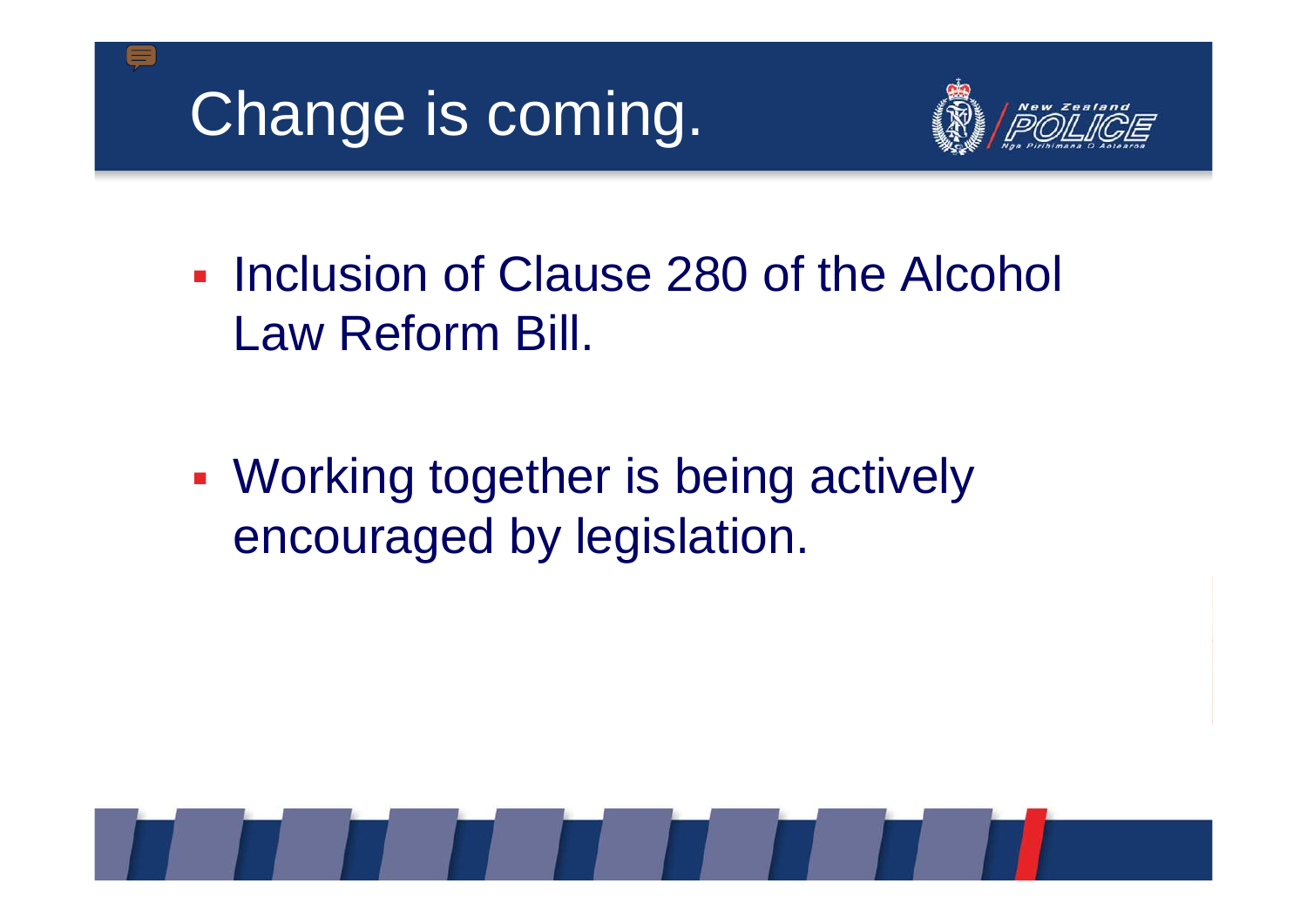# Change is coming.

- Inclusion of Clause 280 of the Alcohol Law Reform Bill.

- Working together is being actively encouraged by legislation.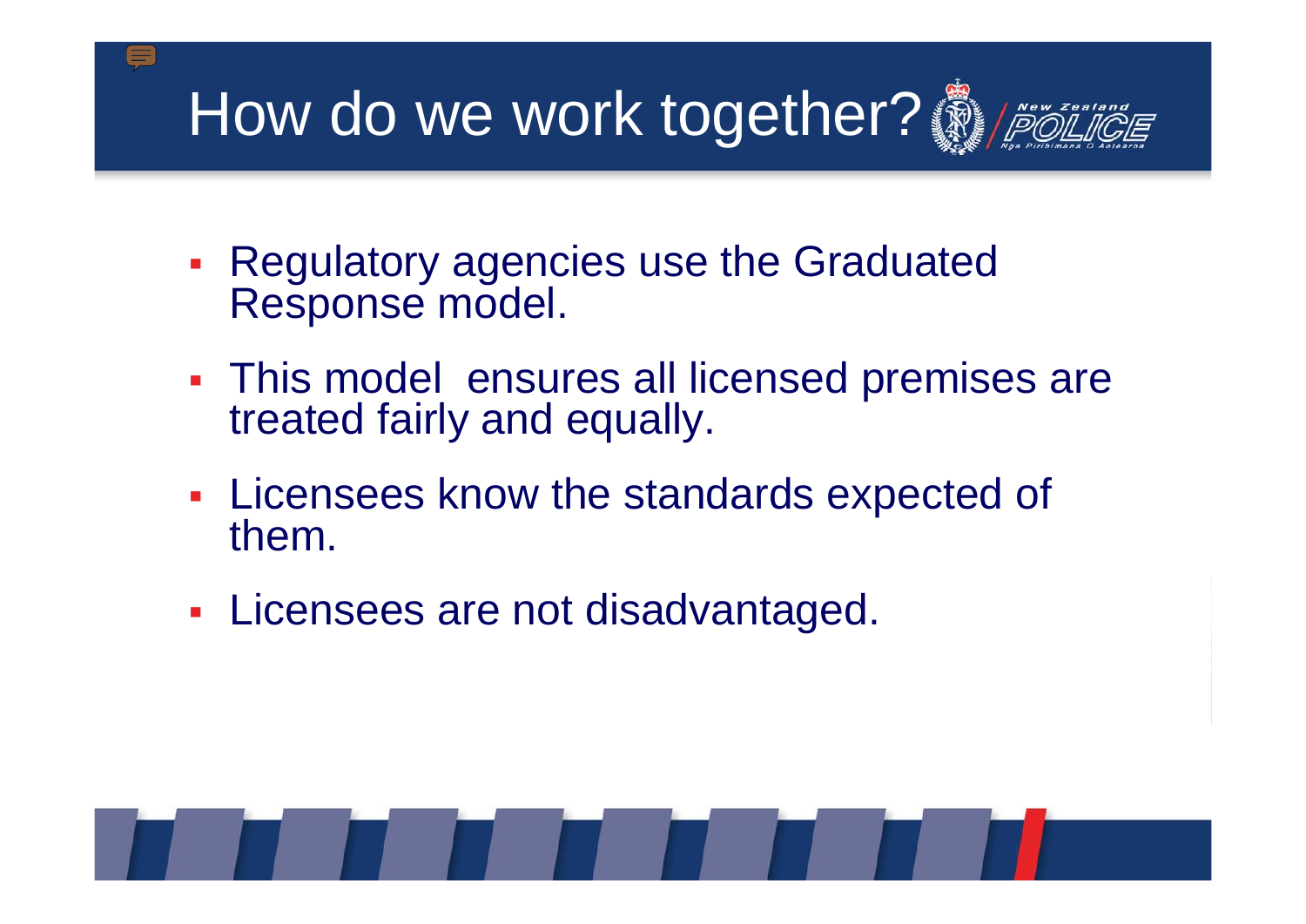# How do we work together?

- Regulatory agencies use the Graduated Response model.
- This model ensures all licensed premises are treated fairly and equally.
- Licensees know the standards expected of them.
- Licensees are not disadvantaged.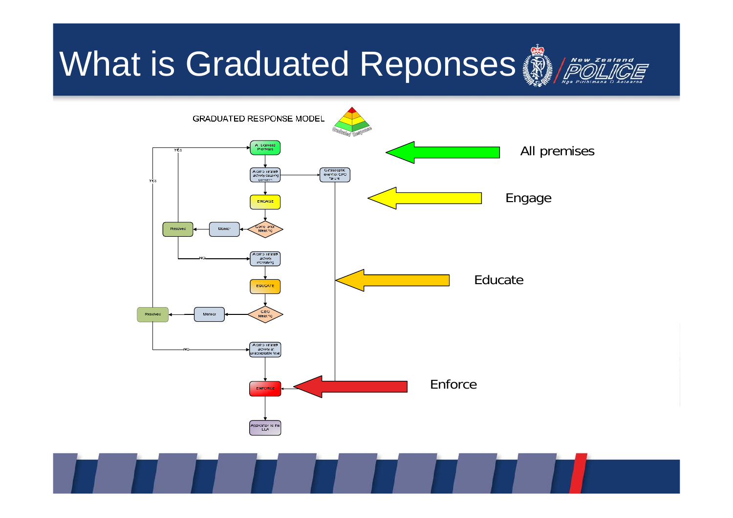# What is Graduated Reponses

GRADUATED RESPONSE MODEL

- Licensed Premises
- Alcohol related activity causing concern
- Catastrophic event or CPO failure
- ENGAGE
- Compliance Meeting
- Monitor
- Resolved
- YES
- NO
- Alcohol related activity increasing
- EDUCATE
- CEG Meeting
- Monitor
- Resolved
- YES
- NO
- Alcohol related activity at unacceptable level
- ENFORCE
- Application to the LLA

All premises

Engage

Educate

Enforce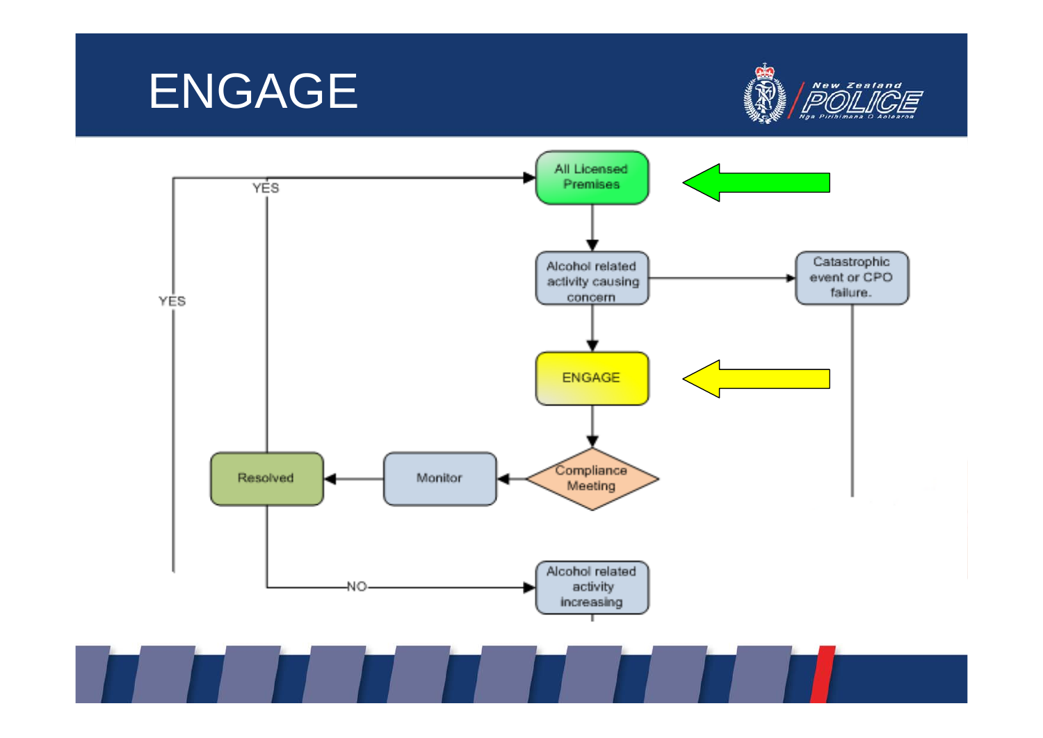# ENGAGE

All Licensed Premises

Alcohol related activity causing concern

Catastrophic event or CPO failure.

ENGAGE

Compliance Meeting

Monitor

Resolved

YES

YES

NO

Alcohol related activity increasing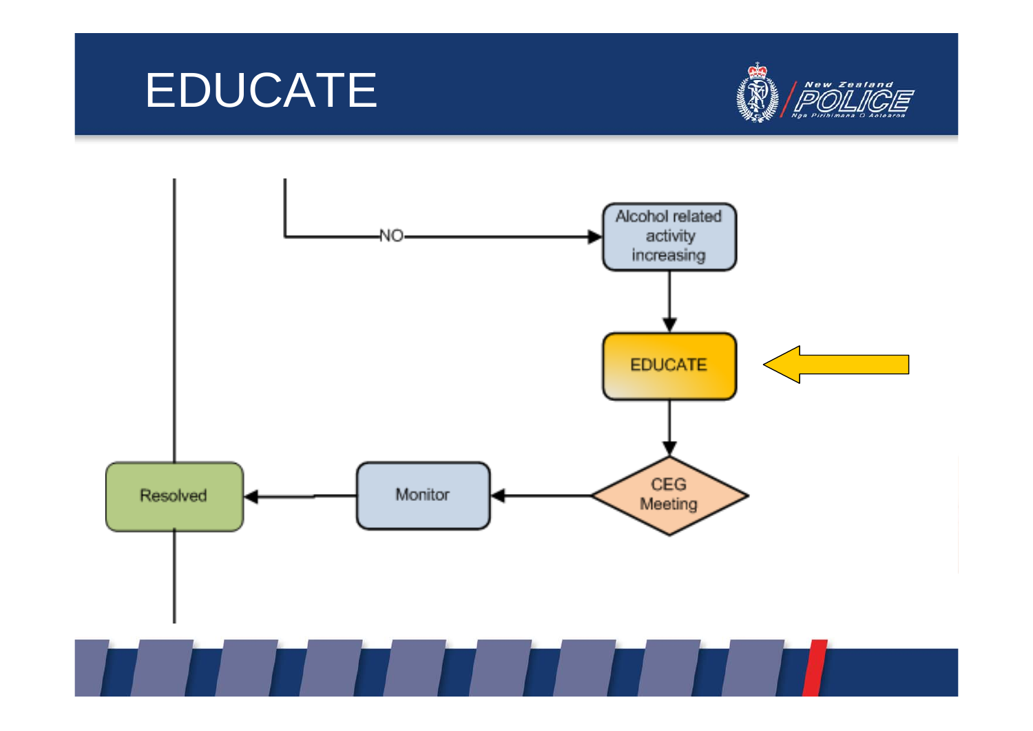# EDUCATE

NO

Alcohol related activity increasing

EDUCATE

CEG Meeting

Monitor

Resolved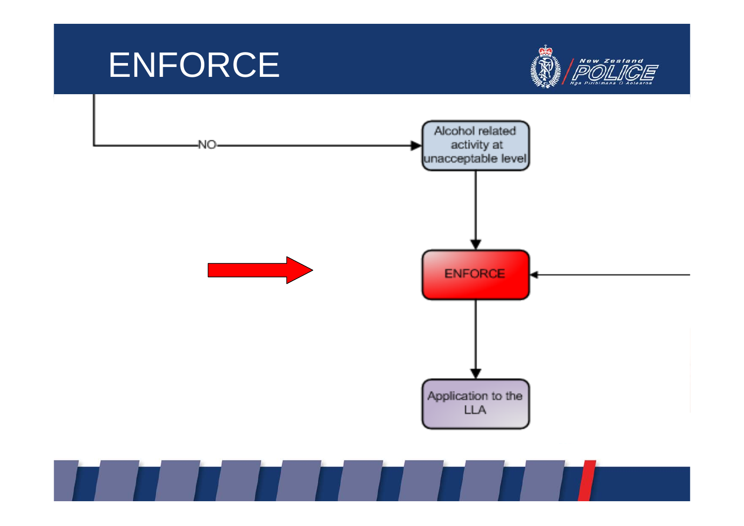# ENFORCE

NO

Alcohol related activity at unacceptable level

ENFORCE

Application to the LLA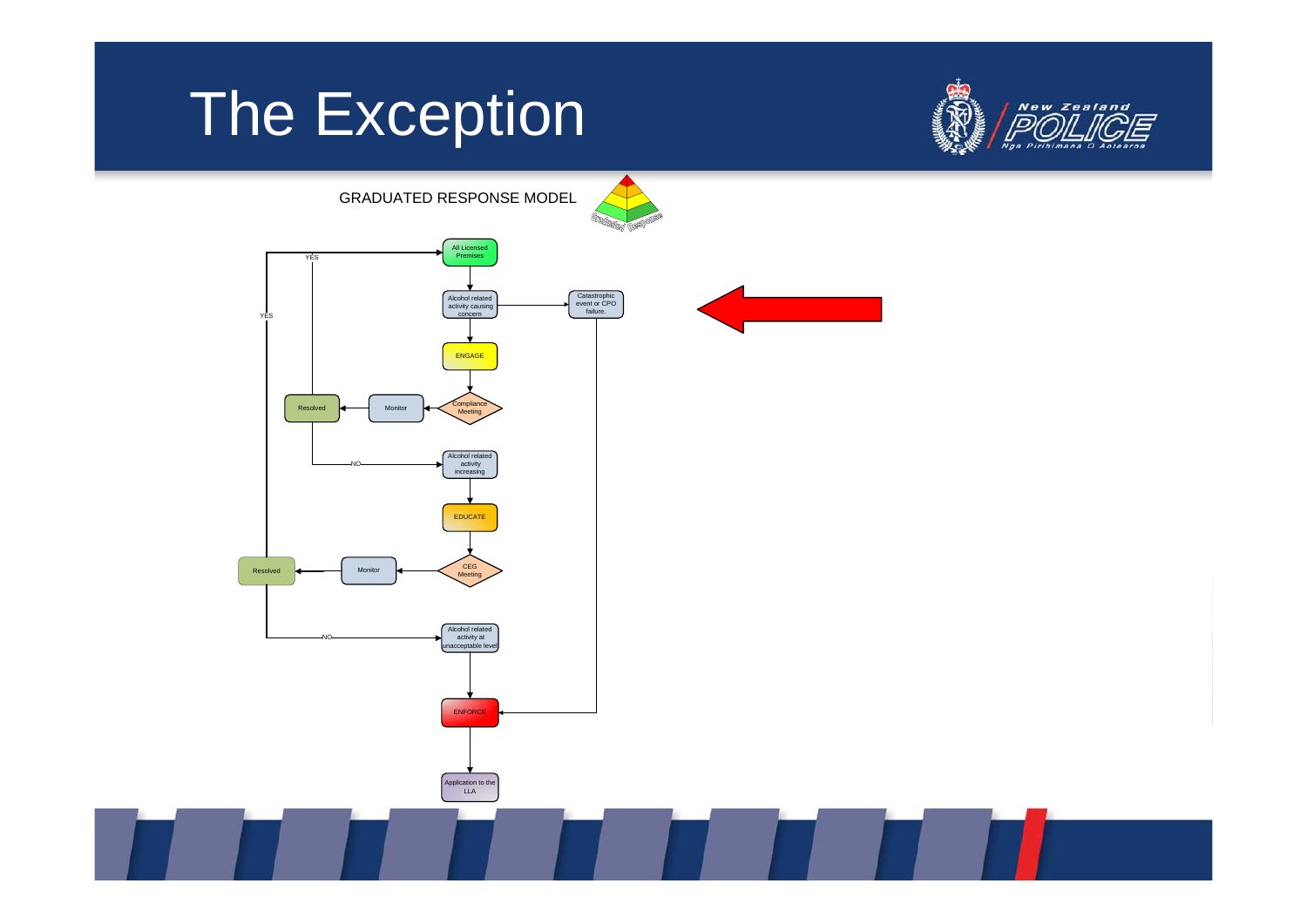# The Exception

GRADUATED RESPONSE MODEL

All Licensed Premises

Alcohol related activity causing concern

Catastrophic event or CPO failure.

ENGAGE

Compliance Meeting

Monitor

Resolved

YES

NO

Alcohol related activity increasing

EDUCATE

CEG Meeting

Monitor

Resolved

YES

NO

Alcohol related activity at unacceptable level

ENFORCE

Application to the LLA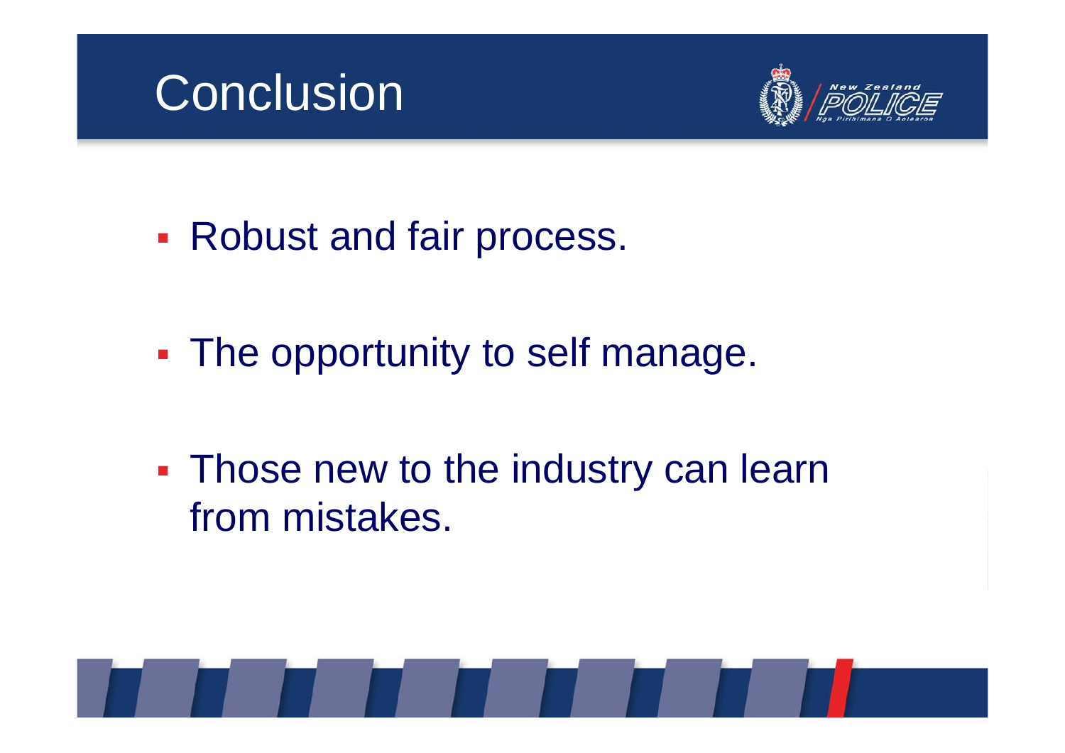# Conclusion

- Robust and fair process.
- The opportunity to self manage.
- Those new to the industry can learn from mistakes.